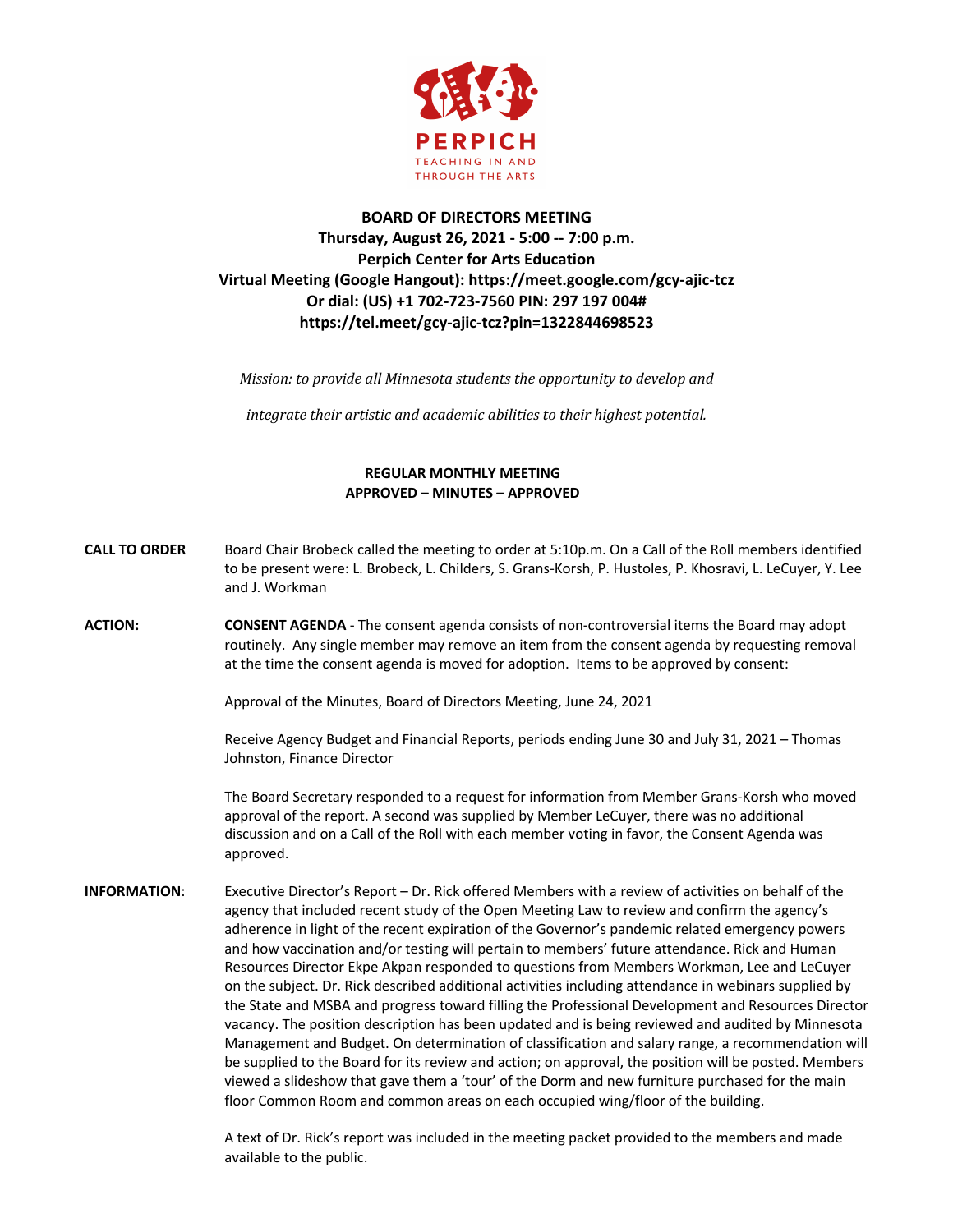PERPICH
TEACHING IN AND
THROUGH THE ARTS

# BOARD OF DIRECTORS MEETING
**Thursday, August 26, 2021 - 5:00 -- 7:00 p.m.**
**Perpich Center for Arts Education**
**Virtual Meeting (Google Hangout): https://meet.google.com/gcy-ajic-tcz**
**Or dial: (US) +1 702-723-7560 PIN: 297 197 004#**
**https://tel.meet/gcy-ajic-tcz?pin=1322844698523**

*Mission: to provide all Minnesota students the opportunity to develop and integrate their artistic and academic abilities to their highest potential.*

## REGULAR MONTHLY MEETING
## APPROVED – MINUTES – APPROVED

**CALL TO ORDER** Board Chair Brobeck called the meeting to order at 5:10p.m. On a Call of the Roll members identified to be present were: L. Brobeck, L. Childers, S. Grans-Korsh, P. Hustoles, P. Khosravi, L. LeCuyer, Y. Lee and J. Workman

**ACTION:** **CONSENT AGENDA** - The consent agenda consists of non-controversial items the Board may adopt routinely. Any single member may remove an item from the consent agenda by requesting removal at the time the consent agenda is moved for adoption. Items to be approved by consent:

Approval of the Minutes, Board of Directors Meeting, June 24, 2021

Receive Agency Budget and Financial Reports, periods ending June 30 and July 31, 2021 – Thomas Johnston, Finance Director

The Board Secretary responded to a request for information from Member Grans-Korsh who moved approval of the report. A second was supplied by Member LeCuyer, there was no additional discussion and on a Call of the Roll with each member voting in favor, the Consent Agenda was approved.

**INFORMATION**: Executive Director's Report – Dr. Rick offered Members with a review of activities on behalf of the agency that included recent study of the Open Meeting Law to review and confirm the agency's adherence in light of the recent expiration of the Governor's pandemic related emergency powers and how vaccination and/or testing will pertain to members' future attendance. Rick and Human Resources Director Ekpe Akpan responded to questions from Members Workman, Lee and LeCuyer on the subject. Dr. Rick described additional activities including attendance in webinars supplied by the State and MSBA and progress toward filling the Professional Development and Resources Director vacancy. The position description has been updated and is being reviewed and audited by Minnesota Management and Budget. On determination of classification and salary range, a recommendation will be supplied to the Board for its review and action; on approval, the position will be posted. Members viewed a slideshow that gave them a 'tour' of the Dorm and new furniture purchased for the main floor Common Room and common areas on each occupied wing/floor of the building.

A text of Dr. Rick's report was included in the meeting packet provided to the members and made available to the public.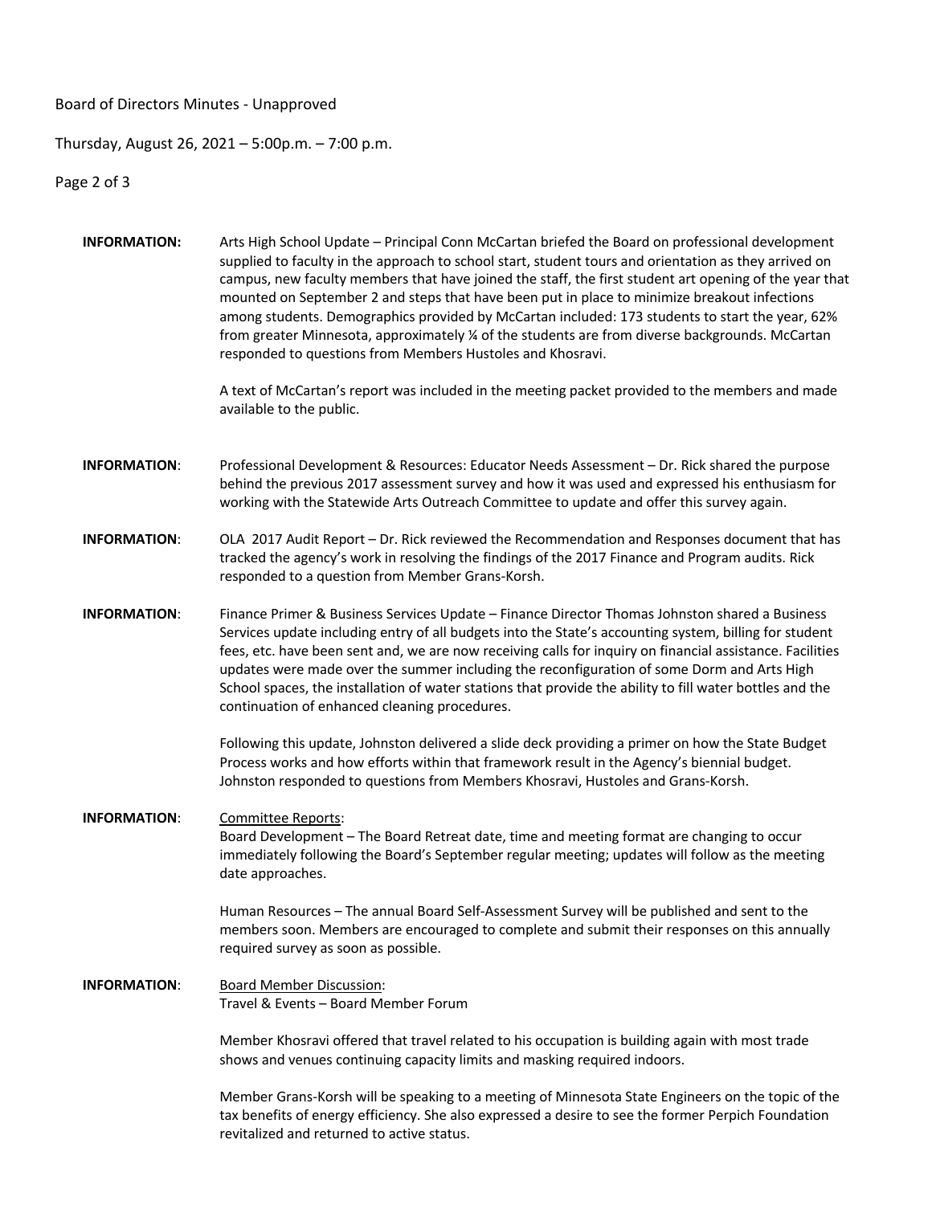**INFORMATION:** Arts High School Update – Principal Conn McCartan briefed the Board on professional development supplied to faculty in the approach to school start, student tours and orientation as they arrived on campus, new faculty members that have joined the staff, the first student art opening of the year that mounted on September 2 and steps that have been put in place to minimize breakout infections among students. Demographics provided by McCartan included: 173 students to start the year, 62% from greater Minnesota, approximately ¼ of the students are from diverse backgrounds. McCartan responded to questions from Members Hustoles and Khosravi.

A text of McCartan's report was included in the meeting packet provided to the members and made available to the public.

**INFORMATION**: Professional Development & Resources: Educator Needs Assessment – Dr. Rick shared the purpose behind the previous 2017 assessment survey and how it was used and expressed his enthusiasm for working with the Statewide Arts Outreach Committee to update and offer this survey again.

**INFORMATION**: OLA 2017 Audit Report – Dr. Rick reviewed the Recommendation and Responses document that has tracked the agency's work in resolving the findings of the 2017 Finance and Program audits. Rick responded to a question from Member Grans-Korsh.

**INFORMATION**: Finance Primer & Business Services Update – Finance Director Thomas Johnston shared a Business Services update including entry of all budgets into the State's accounting system, billing for student fees, etc. have been sent and, we are now receiving calls for inquiry on financial assistance. Facilities updates were made over the summer including the reconfiguration of some Dorm and Arts High School spaces, the installation of water stations that provide the ability to fill water bottles and the continuation of enhanced cleaning procedures.

Following this update, Johnston delivered a slide deck providing a primer on how the State Budget Process works and how efforts within that framework result in the Agency's biennial budget. Johnston responded to questions from Members Khosravi, Hustoles and Grans-Korsh.

**INFORMATION**: Committee Reports:

Board Development – The Board Retreat date, time and meeting format are changing to occur immediately following the Board's September regular meeting; updates will follow as the meeting date approaches.

Human Resources – The annual Board Self-Assessment Survey will be published and sent to the members soon. Members are encouraged to complete and submit their responses on this annually required survey as soon as possible.

**INFORMATION**: Board Member Discussion:

Travel & Events – Board Member Forum

Member Khosravi offered that travel related to his occupation is building again with most trade shows and venues continuing capacity limits and masking required indoors.

Member Grans-Korsh will be speaking to a meeting of Minnesota State Engineers on the topic of the tax benefits of energy efficiency. She also expressed a desire to see the former Perpich Foundation revitalized and returned to active status.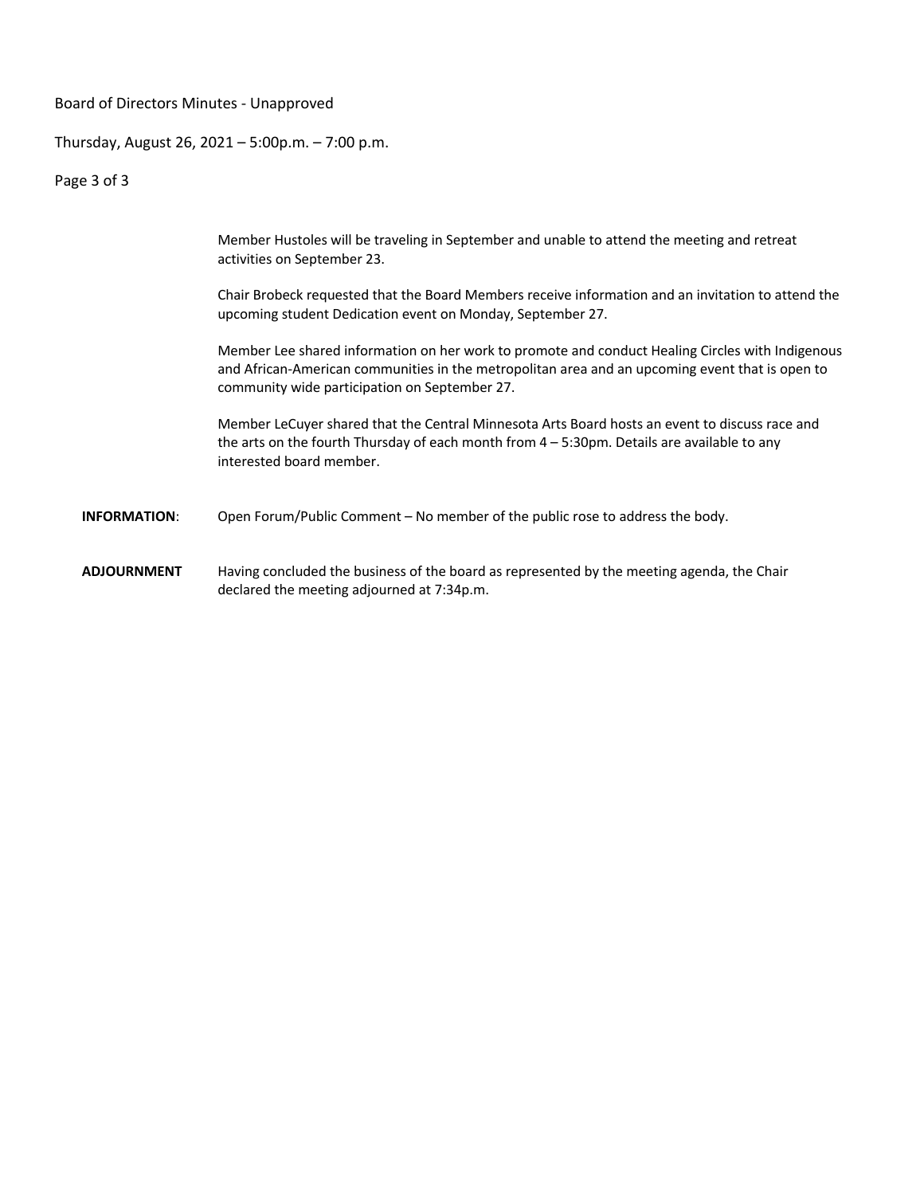Member Hustoles will be traveling in September and unable to attend the meeting and retreat activities on September 23.

Chair Brobeck requested that the Board Members receive information and an invitation to attend the upcoming student Dedication event on Monday, September 27.

Member Lee shared information on her work to promote and conduct Healing Circles with Indigenous and African-American communities in the metropolitan area and an upcoming event that is open to community wide participation on September 27.

Member LeCuyer shared that the Central Minnesota Arts Board hosts an event to discuss race and the arts on the fourth Thursday of each month from 4 – 5:30pm. Details are available to any interested board member.

**INFORMATION**: Open Forum/Public Comment – No member of the public rose to address the body.

**ADJOURNMENT** Having concluded the business of the board as represented by the meeting agenda, the Chair declared the meeting adjourned at 7:34p.m.